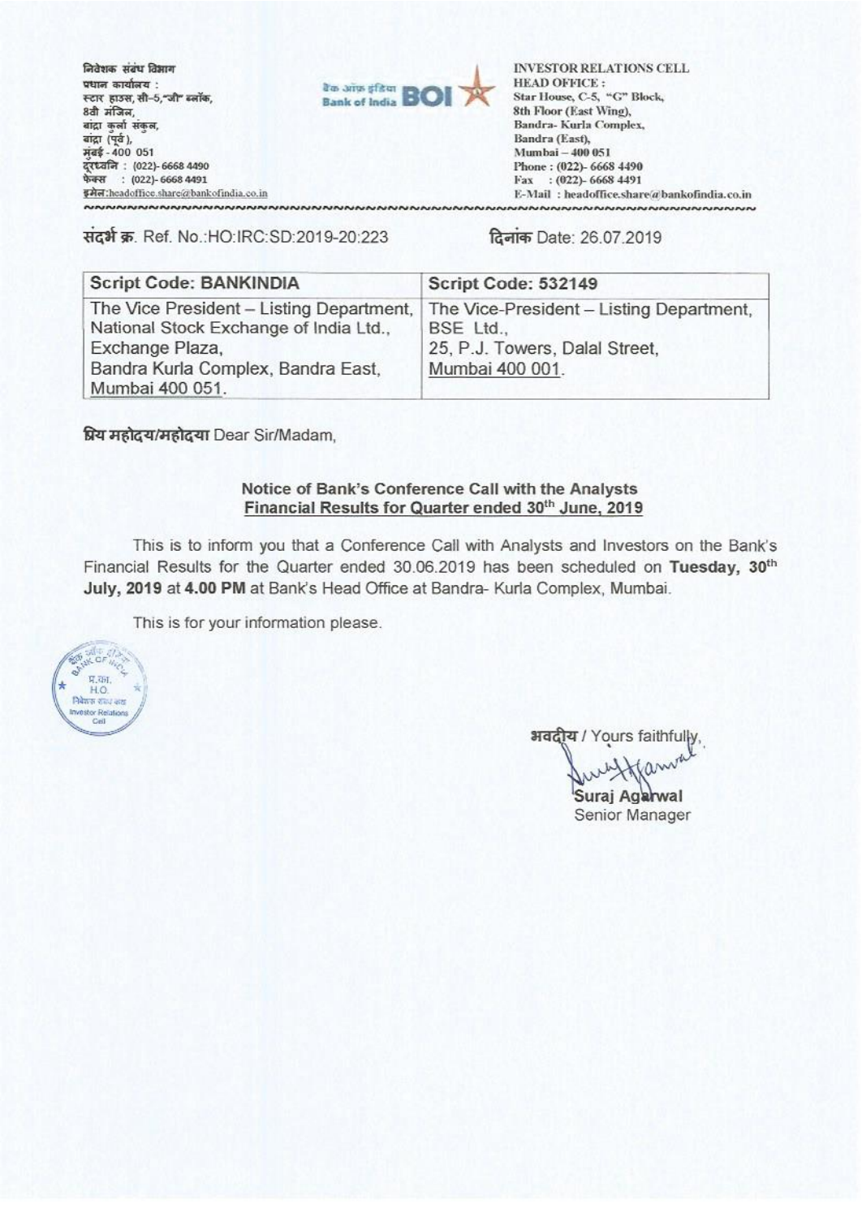निवेशक संबंध विभाग
प्रधान कार्यालय :
स्टार हाउस, सी-5,"जी" ब्लॉक,
8वी मंजिल,
बांद्रा कुर्ला संकुल,
बांद्रा (पूर्व),
मुंबई - 400 051
दूरध्वनि : (022)- 6668 4490
फेक्स : (022)- 6668 4491
इमेल:headoffice.share@bankofindia.co.in

बैंक ऑफ़ इंडिया Bank of India BOI

INVESTOR RELATIONS CELL
HEAD OFFICE :
Star House, C-5, "G" Block,
8th Floor (East Wing),
Bandra- Kurla Complex,
Bandra (East),
Mumbai – 400 051
Phone : (022)- 6668 4490
Fax : (022)- 6668 4491
E-Mail : headoffice.share@bankofindia.co.in

संदर्भ क्र. Ref. No.:HO:IRC:SD:2019-20:223

दिनांक Date: 26.07.2019

| Script Code: BANKINDIA | Script Code: 532149 |
|---|---|
| The Vice President – Listing Department, National Stock Exchange of India Ltd., Exchange Plaza, Bandra Kurla Complex, Bandra East, Mumbai 400 051. | The Vice-President – Listing Department, BSE Ltd., 25, P.J. Towers, Dalal Street, Mumbai 400 001. |

प्रिय महोदय/महोदया Dear Sir/Madam,

**Notice of Bank's Conference Call with the Analysts**
**Financial Results for Quarter ended 30th June, 2019**

This is to inform you that a Conference Call with Analysts and Investors on the Bank's Financial Results for the Quarter ended 30.06.2019 has been scheduled on **Tuesday, 30th July, 2019** at **4.00 PM** at Bank's Head Office at Bandra- Kurla Complex, Mumbai.

This is for your information please.

भवदीय / Yours faithfully,

Suraj Agarwal
Senior Manager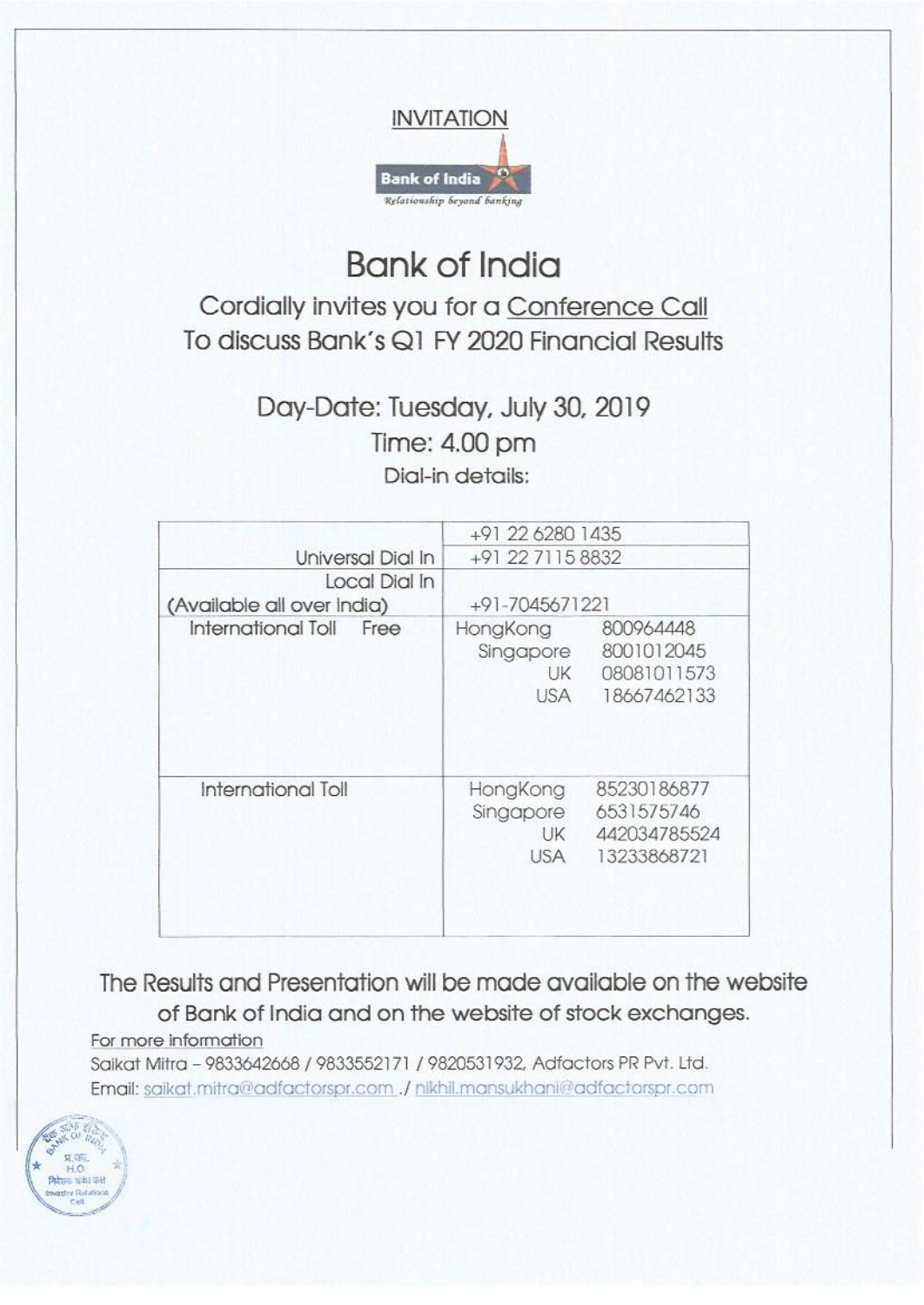INVITATION

Bank of India

*Relationship beyond banking*

# Bank of India

## Cordially invites you for a Conference Call To discuss Bank's Q1 FY 2020 Financial Results

### Day-Date: Tuesday, July 30, 2019

### Time: 4.00 pm

Dial-in details:

| | | |
|---|---|---|
| Universal Dial In | +91 22 6280 1435<br>+91 22 7115 8832 | |
| Local Dial In (Available all over India) | +91-7045671221 | |
| International Toll Free | HongKong<br>Singapore<br>UK<br>USA | 800964448<br>8001012045<br>08081011573<br>18667462133 |
| International Toll | HongKong<br>Singapore<br>UK<br>USA | 85230186877<br>6531575746<br>442034785524<br>13233868721 |

The Results and Presentation will be made available on the website of Bank of India and on the website of stock exchanges.

For more information

Saikat Mitra – 9833642668 / 9833552171 / 9820531932, Adfactors PR Pvt. Ltd.

Email: saikat.mitra@adfactorspr.com / nikhil.mansukhani@adfactorspr.com